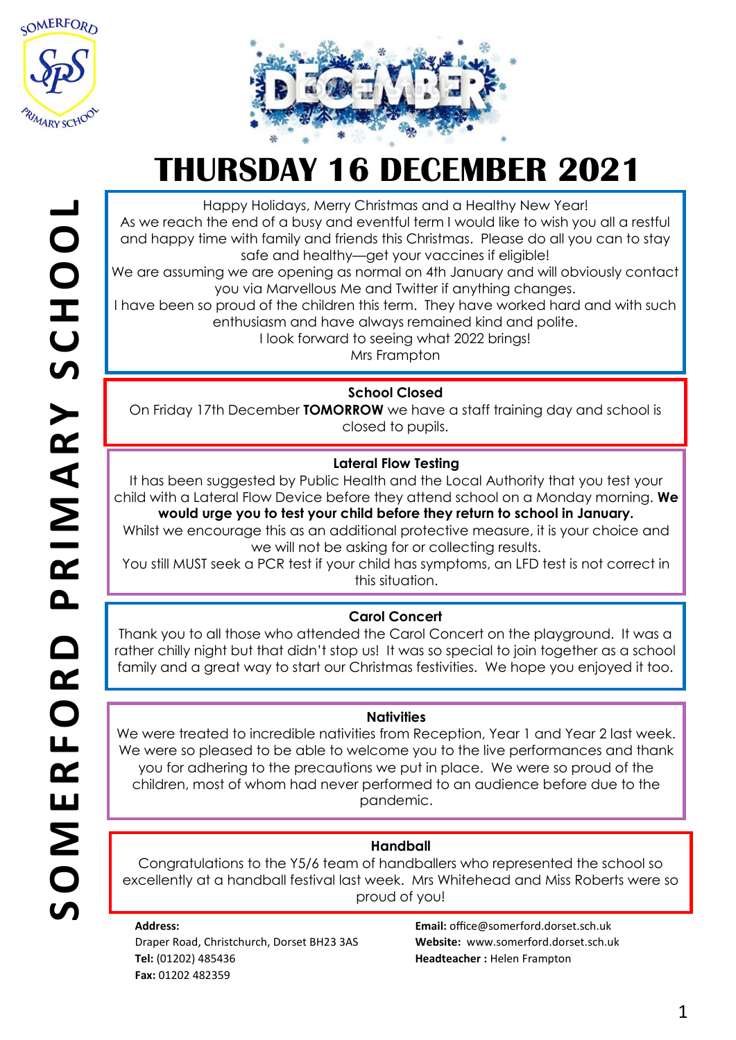# THURSDAY 16 DECEMBER 2021

Happy Holidays, Merry Christmas and a Healthy New Year!

As we reach the end of a busy and eventful term I would like to wish you all a restful and happy time with family and friends this Christmas. Please do all you can to stay safe and healthy—get your vaccines if eligible!

We are assuming we are opening as normal on 4th January and will obviously contact you via Marvellous Me and Twitter if anything changes.

I have been so proud of the children this term. They have worked hard and with such enthusiasm and have always remained kind and polite.

I look forward to seeing what 2022 brings!

Mrs Frampton

### School Closed

On Friday 17th December **TOMORROW** we have a staff training day and school is closed to pupils.

### Lateral Flow Testing

It has been suggested by Public Health and the Local Authority that you test your child with a Lateral Flow Device before they attend school on a Monday morning. **We would urge you to test your child before they return to school in January.**

Whilst we encourage this as an additional protective measure, it is your choice and we will not be asking for or collecting results.

You still MUST seek a PCR test if your child has symptoms, an LFD test is not correct in this situation.

### Carol Concert

Thank you to all those who attended the Carol Concert on the playground. It was a rather chilly night but that didn't stop us! It was so special to join together as a school family and a great way to start our Christmas festivities. We hope you enjoyed it too.

### Nativities

We were treated to incredible nativities from Reception, Year 1 and Year 2 last week. We were so pleased to be able to welcome you to the live performances and thank you for adhering to the precautions we put in place. We were so proud of the children, most of whom had never performed to an audience before due to the pandemic.

### Handball

Congratulations to the Y5/6 team of handballers who represented the school so excellently at a handball festival last week. Mrs Whitehead and Miss Roberts were so proud of you!

**Address:**
Draper Road, Christchurch, Dorset BH23 3AS
**Tel:** (01202) 485436
**Fax:** 01202 482359

**Email:** office@somerford.dorset.sch.uk
**Website:** www.somerford.dorset.sch.uk
**Headteacher :** Helen Frampton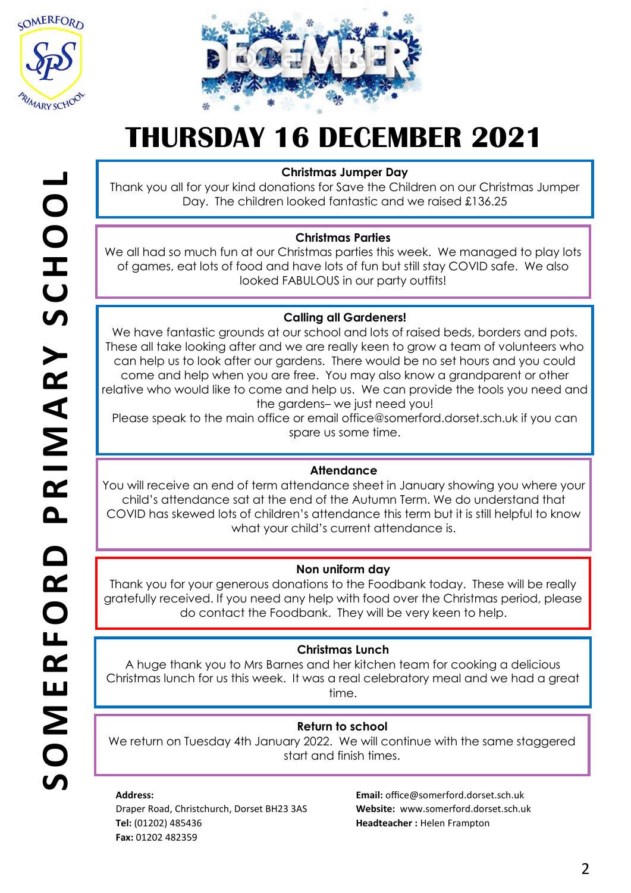# THURSDAY 16 DECEMBER 2021

**Christmas Jumper Day**

Thank you all for your kind donations for Save the Children on our Christmas Jumper Day. The children looked fantastic and we raised £136.25

**Christmas Parties**

We all had so much fun at our Christmas parties this week. We managed to play lots of games, eat lots of food and have lots of fun but still stay COVID safe. We also looked FABULOUS in our party outfits!

**Calling all Gardeners!**

We have fantastic grounds at our school and lots of raised beds, borders and pots. These all take looking after and we are really keen to grow a team of volunteers who can help us to look after our gardens. There would be no set hours and you could come and help when you are free. You may also know a grandparent or other relative who would like to come and help us. We can provide the tools you need and the gardens– we just need you!

Please speak to the main office or email office@somerford.dorset.sch.uk if you can spare us some time.

**Attendance**

You will receive an end of term attendance sheet in January showing you where your child's attendance sat at the end of the Autumn Term. We do understand that COVID has skewed lots of children's attendance this term but it is still helpful to know what your child's current attendance is.

**Non uniform day**

Thank you for your generous donations to the Foodbank today. These will be really gratefully received. If you need any help with food over the Christmas period, please do contact the Foodbank. They will be very keen to help.

**Christmas Lunch**

A huge thank you to Mrs Barnes and her kitchen team for cooking a delicious Christmas lunch for us this week. It was a real celebratory meal and we had a great time.

**Return to school**

We return on Tuesday 4th January 2022. We will continue with the same staggered start and finish times.

**Address:**
Draper Road, Christchurch, Dorset BH23 3AS
**Tel:** (01202) 485436
**Fax:** 01202 482359

**Email:** office@somerford.dorset.sch.uk
**Website:** www.somerford.dorset.sch.uk
**Headteacher :** Helen Frampton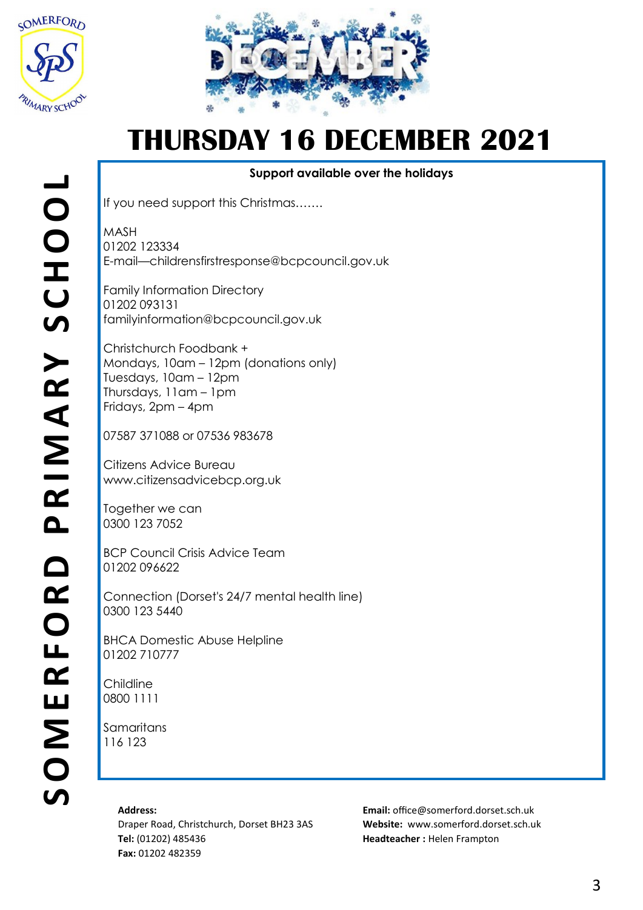# THURSDAY 16 DECEMBER 2021

**Support available over the holidays**

If you need support this Christmas…….

MASH
01202 123334
E-mail—childrensfirstresponse@bcpcouncil.gov.uk

Family Information Directory
01202 093131
familyinformation@bcpcouncil.gov.uk

Christchurch Foodbank +
Mondays, 10am – 12pm (donations only)
Tuesdays, 10am – 12pm
Thursdays, 11am – 1pm
Fridays, 2pm – 4pm

07587 371088 or 07536 983678

Citizens Advice Bureau
www.citizensadvicebcp.org.uk

Together we can
0300 123 7052

BCP Council Crisis Advice Team
01202 096622

Connection (Dorset's 24/7 mental health line)
0300 123 5440

BHCA Domestic Abuse Helpline
01202 710777

Childline
0800 1111

Samaritans
116 123

**Address:**
Draper Road, Christchurch, Dorset BH23 3AS
**Tel:** (01202) 485436
**Fax:** 01202 482359

**Email:** office@somerford.dorset.sch.uk
**Website:** www.somerford.dorset.sch.uk
**Headteacher :** Helen Frampton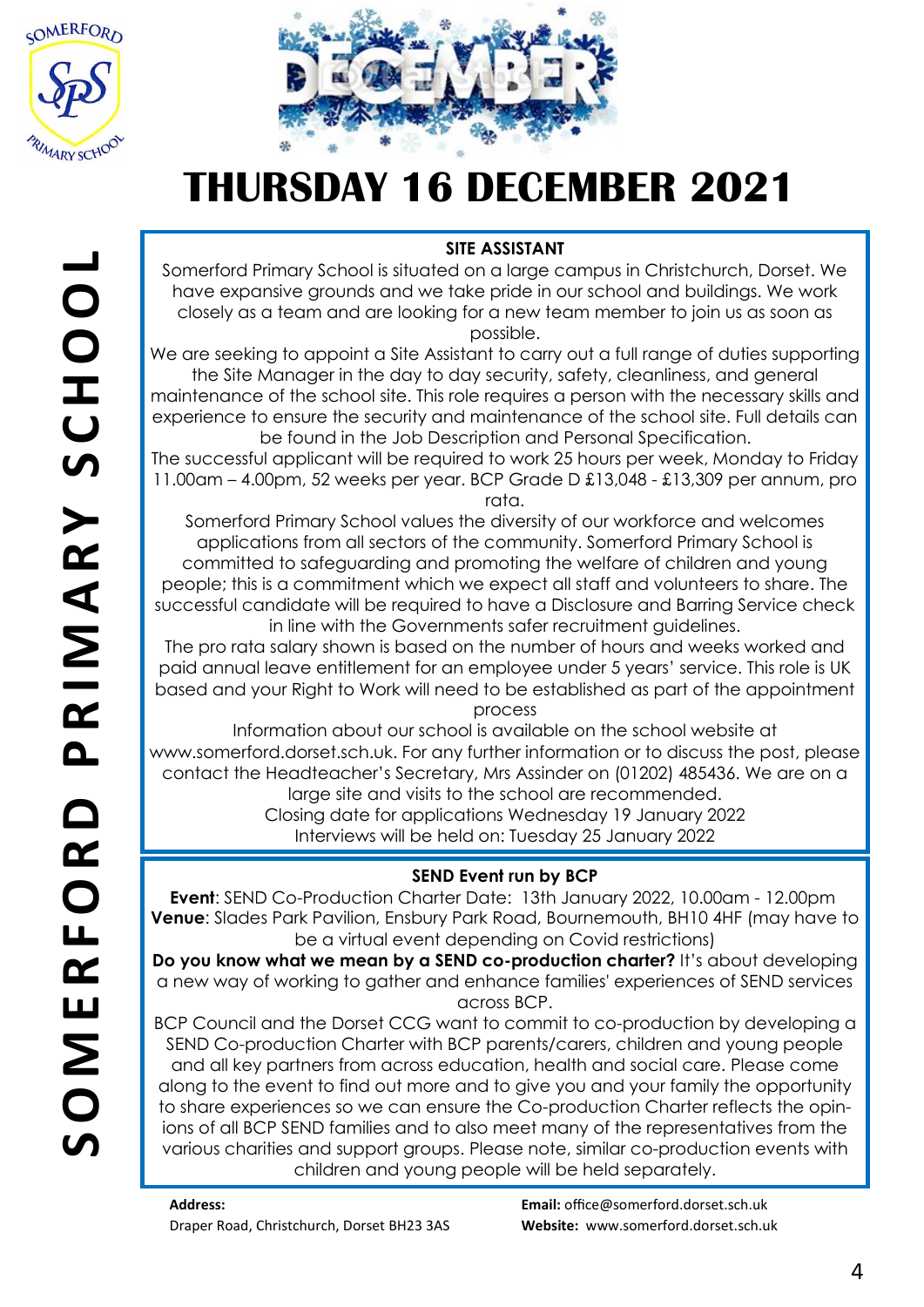# THURSDAY 16 DECEMBER 2021

## SITE ASSISTANT

Somerford Primary School is situated on a large campus in Christchurch, Dorset. We have expansive grounds and we take pride in our school and buildings. We work closely as a team and are looking for a new team member to join us as soon as possible.

We are seeking to appoint a Site Assistant to carry out a full range of duties supporting the Site Manager in the day to day security, safety, cleanliness, and general maintenance of the school site. This role requires a person with the necessary skills and experience to ensure the security and maintenance of the school site. Full details can be found in the Job Description and Personal Specification.

The successful applicant will be required to work 25 hours per week, Monday to Friday 11.00am – 4.00pm, 52 weeks per year. BCP Grade D £13,048 - £13,309 per annum, pro rata.

Somerford Primary School values the diversity of our workforce and welcomes applications from all sectors of the community. Somerford Primary School is committed to safeguarding and promoting the welfare of children and young people; this is a commitment which we expect all staff and volunteers to share. The successful candidate will be required to have a Disclosure and Barring Service check in line with the Governments safer recruitment guidelines.

The pro rata salary shown is based on the number of hours and weeks worked and paid annual leave entitlement for an employee under 5 years' service. This role is UK based and your Right to Work will need to be established as part of the appointment process

Information about our school is available on the school website at www.somerford.dorset.sch.uk. For any further information or to discuss the post, please contact the Headteacher's Secretary, Mrs Assinder on (01202) 485436. We are on a large site and visits to the school are recommended.

Closing date for applications Wednesday 19 January 2022

Interviews will be held on: Tuesday 25 January 2022

## SEND Event run by BCP

**Event**: SEND Co-Production Charter Date: 13th January 2022, 10.00am - 12.00pm

**Venue**: Slades Park Pavilion, Ensbury Park Road, Bournemouth, BH10 4HF (may have to be a virtual event depending on Covid restrictions)

**Do you know what we mean by a SEND co-production charter?** It's about developing a new way of working to gather and enhance families' experiences of SEND services across BCP.

BCP Council and the Dorset CCG want to commit to co-production by developing a SEND Co-production Charter with BCP parents/carers, children and young people and all key partners from across education, health and social care. Please come along to the event to find out more and to give you and your family the opportunity to share experiences so we can ensure the Co-production Charter reflects the opinions of all BCP SEND families and to also meet many of the representatives from the various charities and support groups. Please note, similar co-production events with children and young people will be held separately.

**Address:**
Draper Road, Christchurch, Dorset BH23 3AS

**Email:** office@somerford.dorset.sch.uk
**Website:** www.somerford.dorset.sch.uk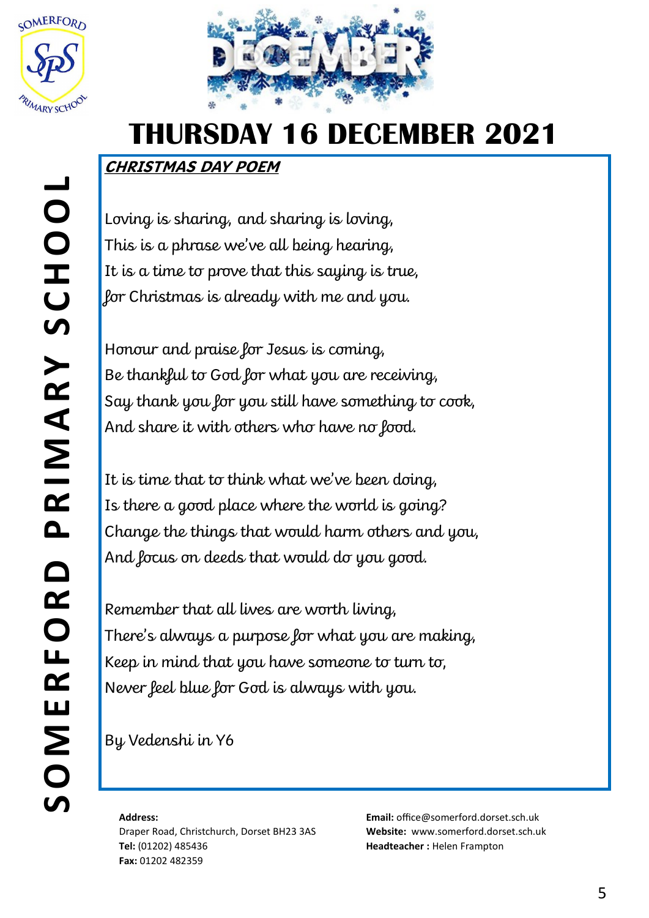# THURSDAY 16 DECEMBER 2021

***CHRISTMAS DAY POEM***

Loving is sharing, and sharing is loving,
This is a phrase we've all being hearing,
It is a time to prove that this saying is true,
for Christmas is already with me and you.

Honour and praise for Jesus is coming,
Be thankful to God for what you are receiving,
Say thank you for you still have something to cook,
And share it with others who have no food.

It is time that to think what we've been doing,
Is there a good place where the world is going?
Change the things that would harm others and you,
And focus on deeds that would do you good.

Remember that all lives are worth living,
There's always a purpose for what you are making,
Keep in mind that you have someone to turn to,
Never feel blue for God is always with you.

By Vedenshi in Y6

**Address:**
Draper Road, Christchurch, Dorset BH23 3AS
**Tel:** (01202) 485436
**Fax:** 01202 482359

**Email:** office@somerford.dorset.sch.uk
**Website:** www.somerford.dorset.sch.uk
**Headteacher :** Helen Frampton